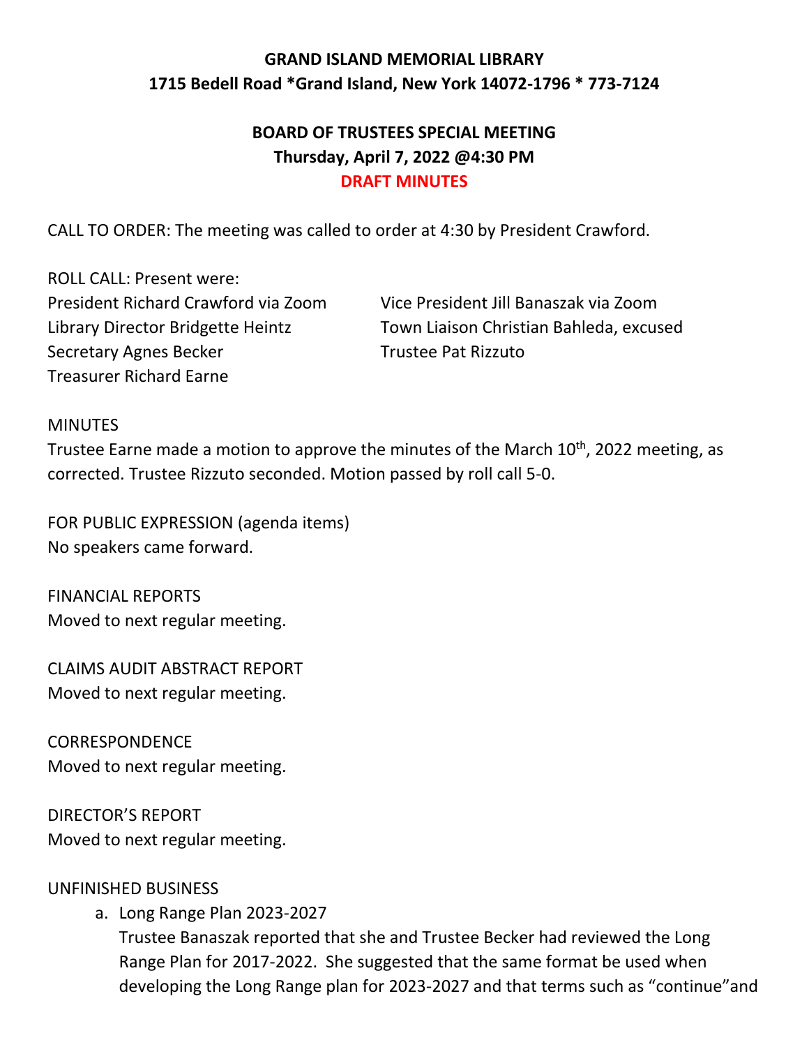**GRAND ISLAND MEMORIAL LIBRARY**
**1715 Bedell Road *Grand Island, New York 14072-1796 * 773-7124**

**BOARD OF TRUSTEES SPECIAL MEETING**
**Thursday, April 7, 2022 @4:30 PM**
**DRAFT MINUTES**

CALL TO ORDER: The meeting was called to order at 4:30 by President Crawford.

ROLL CALL: Present were:
President Richard Crawford via Zoom
Vice President Jill Banaszak via Zoom
Library Director Bridgette Heintz
Town Liaison Christian Bahleda, excused
Secretary Agnes Becker
Trustee Pat Rizzuto
Treasurer Richard Earne

MINUTES
Trustee Earne made a motion to approve the minutes of the March 10th, 2022 meeting, as corrected. Trustee Rizzuto seconded. Motion passed by roll call 5-0.

FOR PUBLIC EXPRESSION (agenda items)
No speakers came forward.

FINANCIAL REPORTS
Moved to next regular meeting.

CLAIMS AUDIT ABSTRACT REPORT
Moved to next regular meeting.

CORRESPONDENCE
Moved to next regular meeting.

DIRECTOR'S REPORT
Moved to next regular meeting.

UNFINISHED BUSINESS

a. Long Range Plan 2023-2027
   Trustee Banaszak reported that she and Trustee Becker had reviewed the Long Range Plan for 2017-2022. She suggested that the same format be used when developing the Long Range plan for 2023-2027 and that terms such as "continue"and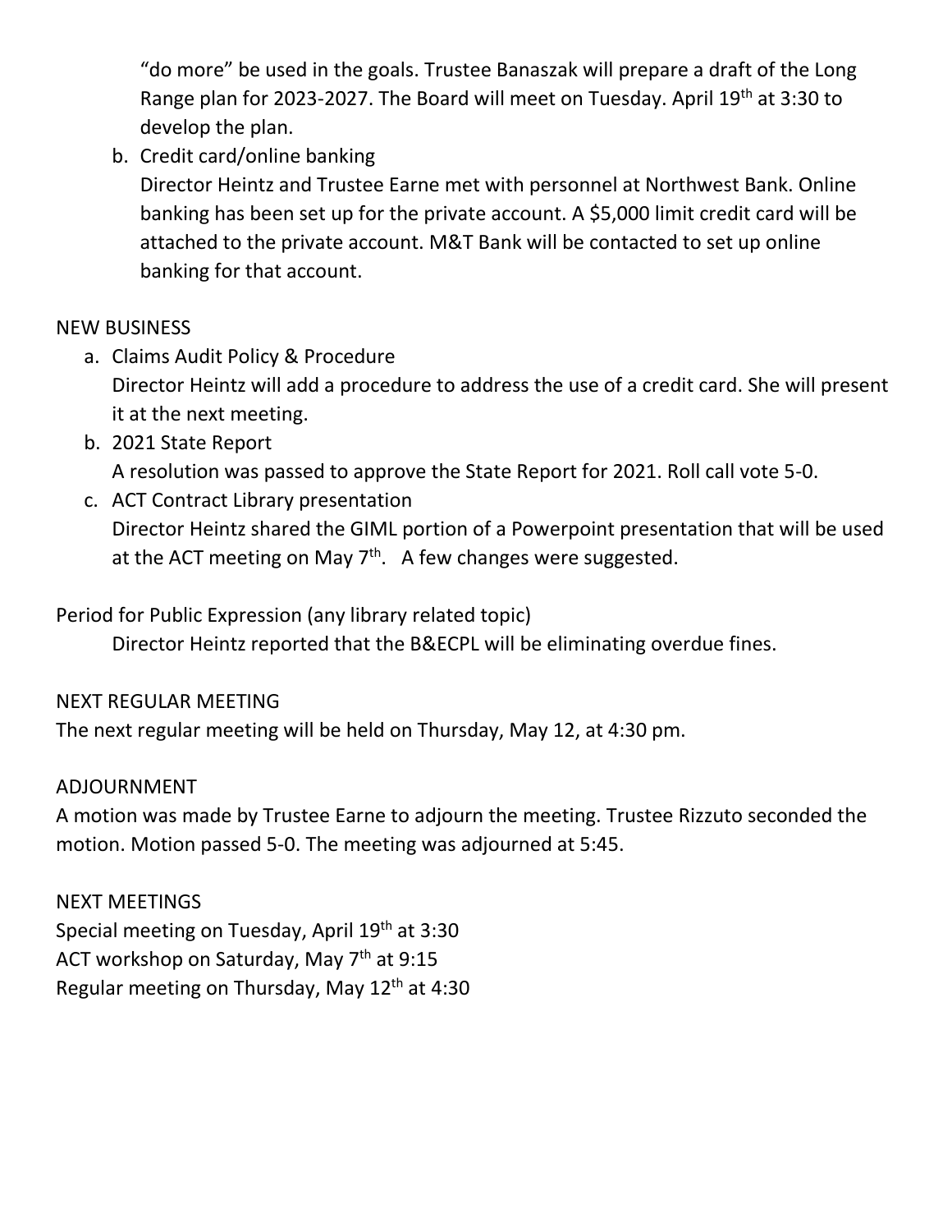"do more" be used in the goals. Trustee Banaszak will prepare a draft of the Long Range plan for 2023-2027. The Board will meet on Tuesday. April 19th at 3:30 to develop the plan.

b. Credit card/online banking
   Director Heintz and Trustee Earne met with personnel at Northwest Bank. Online banking has been set up for the private account. A $5,000 limit credit card will be attached to the private account. M&T Bank will be contacted to set up online banking for that account.

NEW BUSINESS

a. Claims Audit Policy & Procedure
   Director Heintz will add a procedure to address the use of a credit card. She will present it at the next meeting.
b. 2021 State Report
   A resolution was passed to approve the State Report for 2021. Roll call vote 5-0.
c. ACT Contract Library presentation
   Director Heintz shared the GIML portion of a Powerpoint presentation that will be used at the ACT meeting on May 7th. A few changes were suggested.

Period for Public Expression (any library related topic)

Director Heintz reported that the B&ECPL will be eliminating overdue fines.

NEXT REGULAR MEETING

The next regular meeting will be held on Thursday, May 12, at 4:30 pm.

ADJOURNMENT

A motion was made by Trustee Earne to adjourn the meeting. Trustee Rizzuto seconded the motion. Motion passed 5-0. The meeting was adjourned at 5:45.

NEXT MEETINGS

Special meeting on Tuesday, April 19th at 3:30
ACT workshop on Saturday, May 7th at 9:15
Regular meeting on Thursday, May 12th at 4:30